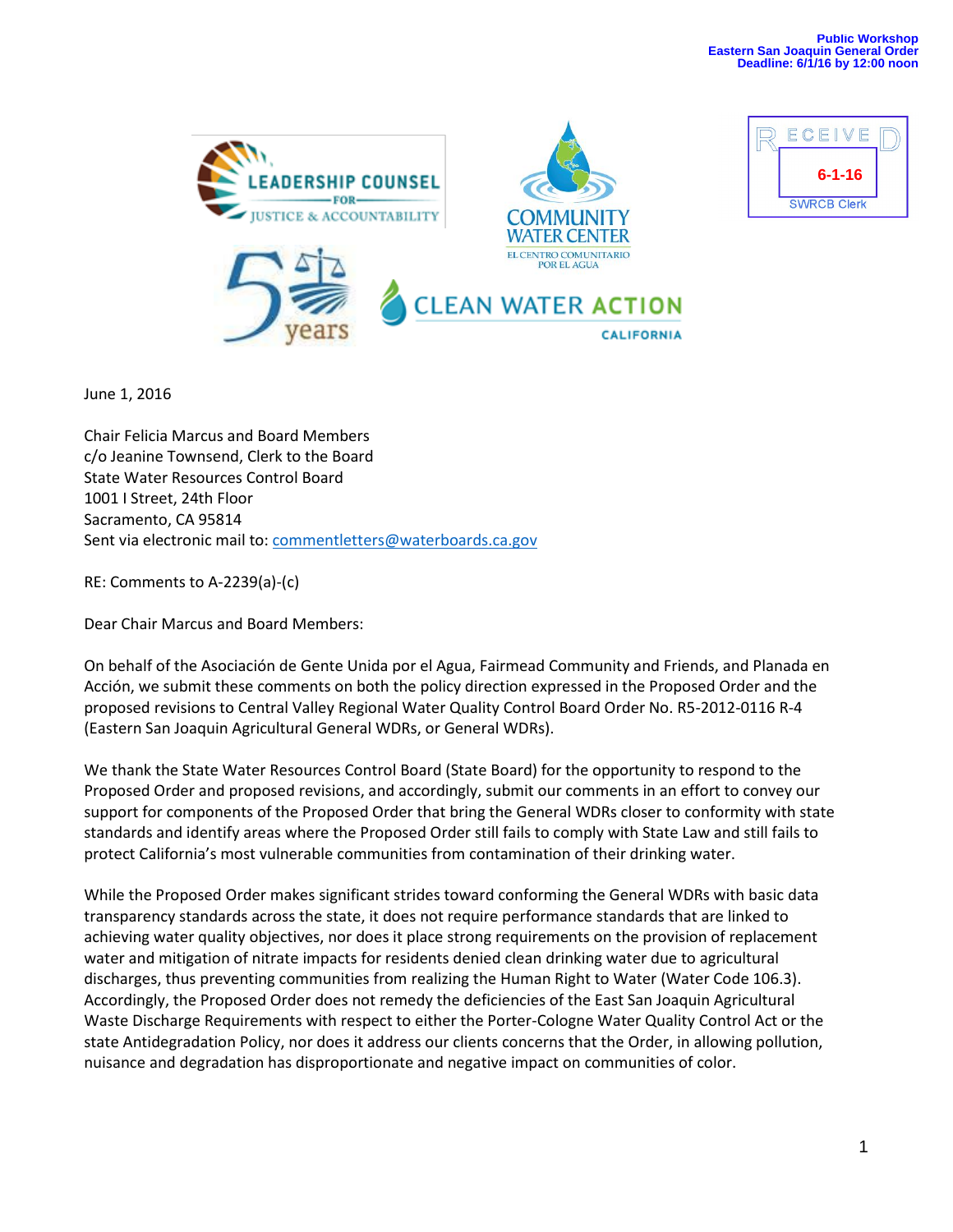Public Workshop
Eastern San Joaquin General Order
Deadline: 6/1/16 by 12:00 noon

LEADERSHIP COUNSEL FOR JUSTICE & ACCOUNTABILITY

COMMUNITY WATER CENTER
EL CENTRO COMUNITARIO POR EL AGUA

5 years

CLEAN WATER ACTION CALIFORNIA

RECEIVED
6-1-16
SWRCB Clerk

June 1, 2016

Chair Felicia Marcus and Board Members
c/o Jeanine Townsend, Clerk to the Board
State Water Resources Control Board
1001 I Street, 24th Floor
Sacramento, CA 95814
Sent via electronic mail to: commentletters@waterboards.ca.gov

RE: Comments to A-2239(a)-(c)

Dear Chair Marcus and Board Members:

On behalf of the Asociación de Gente Unida por el Agua, Fairmead Community and Friends, and Planada en Acción, we submit these comments on both the policy direction expressed in the Proposed Order and the proposed revisions to Central Valley Regional Water Quality Control Board Order No. R5-2012-0116 R-4 (Eastern San Joaquin Agricultural General WDRs, or General WDRs).

We thank the State Water Resources Control Board (State Board) for the opportunity to respond to the Proposed Order and proposed revisions, and accordingly, submit our comments in an effort to convey our support for components of the Proposed Order that bring the General WDRs closer to conformity with state standards and identify areas where the Proposed Order still fails to comply with State Law and still fails to protect California's most vulnerable communities from contamination of their drinking water.

While the Proposed Order makes significant strides toward conforming the General WDRs with basic data transparency standards across the state, it does not require performance standards that are linked to achieving water quality objectives, nor does it place strong requirements on the provision of replacement water and mitigation of nitrate impacts for residents denied clean drinking water due to agricultural discharges, thus preventing communities from realizing the Human Right to Water (Water Code 106.3). Accordingly, the Proposed Order does not remedy the deficiencies of the East San Joaquin Agricultural Waste Discharge Requirements with respect to either the Porter-Cologne Water Quality Control Act or the state Antidegradation Policy, nor does it address our clients concerns that the Order, in allowing pollution, nuisance and degradation has disproportionate and negative impact on communities of color.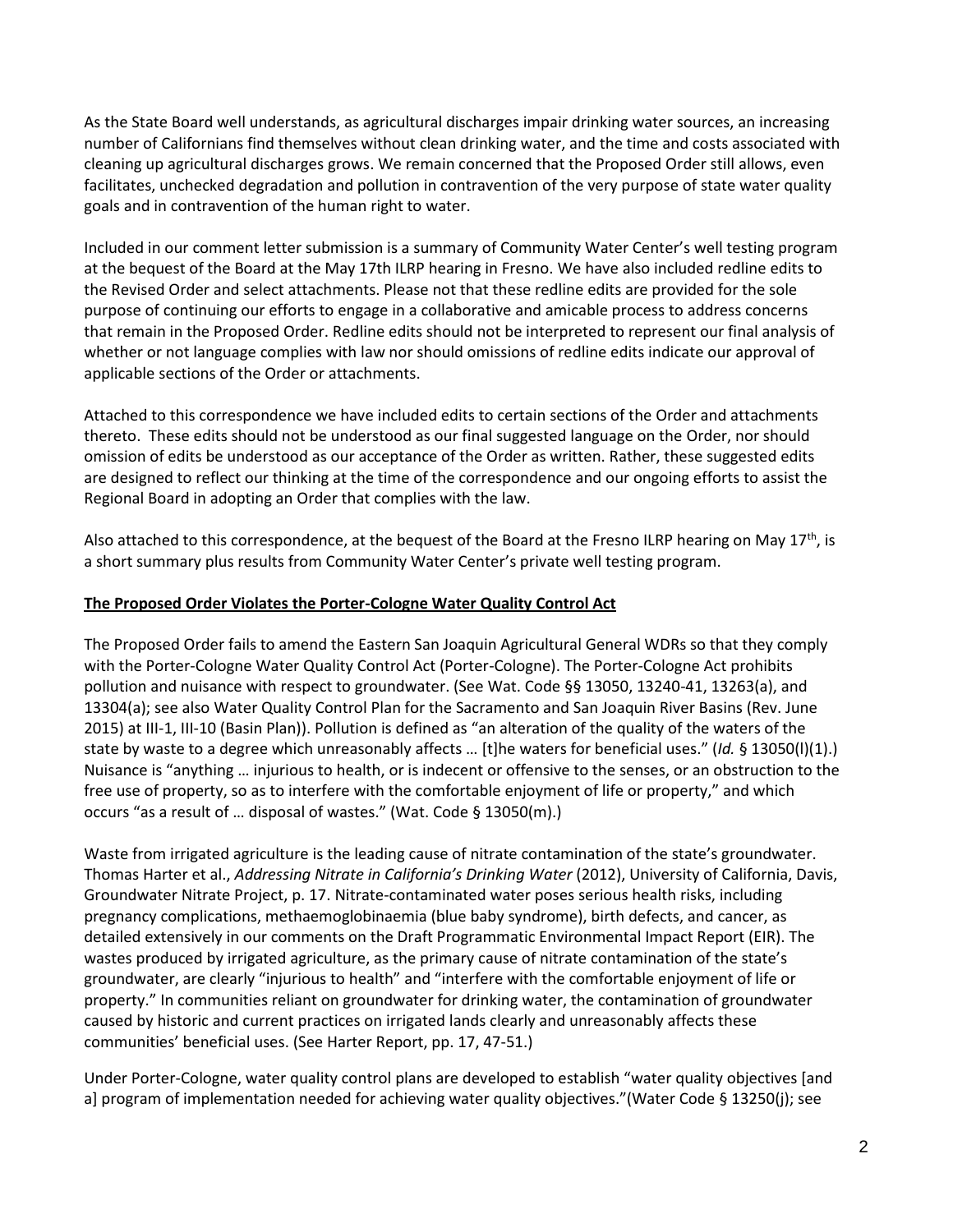As the State Board well understands, as agricultural discharges impair drinking water sources, an increasing number of Californians find themselves without clean drinking water, and the time and costs associated with cleaning up agricultural discharges grows. We remain concerned that the Proposed Order still allows, even facilitates, unchecked degradation and pollution in contravention of the very purpose of state water quality goals and in contravention of the human right to water.

Included in our comment letter submission is a summary of Community Water Center's well testing program at the bequest of the Board at the May 17th ILRP hearing in Fresno. We have also included redline edits to the Revised Order and select attachments. Please not that these redline edits are provided for the sole purpose of continuing our efforts to engage in a collaborative and amicable process to address concerns that remain in the Proposed Order. Redline edits should not be interpreted to represent our final analysis of whether or not language complies with law nor should omissions of redline edits indicate our approval of applicable sections of the Order or attachments.

Attached to this correspondence we have included edits to certain sections of the Order and attachments thereto. These edits should not be understood as our final suggested language on the Order, nor should omission of edits be understood as our acceptance of the Order as written. Rather, these suggested edits are designed to reflect our thinking at the time of the correspondence and our ongoing efforts to assist the Regional Board in adopting an Order that complies with the law.

Also attached to this correspondence, at the bequest of the Board at the Fresno ILRP hearing on May 17th, is a short summary plus results from Community Water Center's private well testing program.

**The Proposed Order Violates the Porter-Cologne Water Quality Control Act**

The Proposed Order fails to amend the Eastern San Joaquin Agricultural General WDRs so that they comply with the Porter-Cologne Water Quality Control Act (Porter-Cologne). The Porter-Cologne Act prohibits pollution and nuisance with respect to groundwater. (See Wat. Code §§ 13050, 13240-41, 13263(a), and 13304(a); see also Water Quality Control Plan for the Sacramento and San Joaquin River Basins (Rev. June 2015) at III-1, III-10 (Basin Plan)). Pollution is defined as "an alteration of the quality of the waters of the state by waste to a degree which unreasonably affects … [t]he waters for beneficial uses." (*Id.* § 13050(l)(1).) Nuisance is "anything … injurious to health, or is indecent or offensive to the senses, or an obstruction to the free use of property, so as to interfere with the comfortable enjoyment of life or property," and which occurs "as a result of … disposal of wastes." (Wat. Code § 13050(m).)

Waste from irrigated agriculture is the leading cause of nitrate contamination of the state's groundwater. Thomas Harter et al., *Addressing Nitrate in California's Drinking Water* (2012), University of California, Davis, Groundwater Nitrate Project, p. 17. Nitrate-contaminated water poses serious health risks, including pregnancy complications, methaemoglobinaemia (blue baby syndrome), birth defects, and cancer, as detailed extensively in our comments on the Draft Programmatic Environmental Impact Report (EIR). The wastes produced by irrigated agriculture, as the primary cause of nitrate contamination of the state's groundwater, are clearly "injurious to health" and "interfere with the comfortable enjoyment of life or property." In communities reliant on groundwater for drinking water, the contamination of groundwater caused by historic and current practices on irrigated lands clearly and unreasonably affects these communities' beneficial uses. (See Harter Report, pp. 17, 47-51.)

Under Porter-Cologne, water quality control plans are developed to establish "water quality objectives [and a] program of implementation needed for achieving water quality objectives."(Water Code § 13250(j); see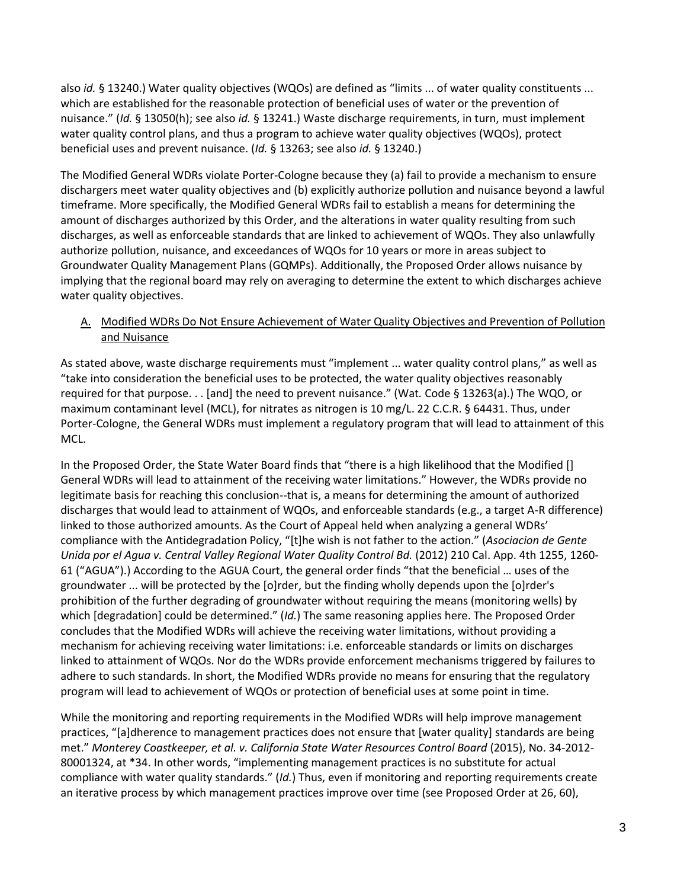also *id.* § 13240.) Water quality objectives (WQOs) are defined as "limits ... of water quality constituents ... which are established for the reasonable protection of beneficial uses of water or the prevention of nuisance." (*Id.* § 13050(h); see also *id.* § 13241.) Waste discharge requirements, in turn, must implement water quality control plans, and thus a program to achieve water quality objectives (WQOs), protect beneficial uses and prevent nuisance. (*Id.* § 13263; see also *id.* § 13240.)

The Modified General WDRs violate Porter-Cologne because they (a) fail to provide a mechanism to ensure dischargers meet water quality objectives and (b) explicitly authorize pollution and nuisance beyond a lawful timeframe. More specifically, the Modified General WDRs fail to establish a means for determining the amount of discharges authorized by this Order, and the alterations in water quality resulting from such discharges, as well as enforceable standards that are linked to achievement of WQOs. They also unlawfully authorize pollution, nuisance, and exceedances of WQOs for 10 years or more in areas subject to Groundwater Quality Management Plans (GQMPs). Additionally, the Proposed Order allows nuisance by implying that the regional board may rely on averaging to determine the extent to which discharges achieve water quality objectives.

### A. Modified WDRs Do Not Ensure Achievement of Water Quality Objectives and Prevention of Pollution and Nuisance

As stated above, waste discharge requirements must "implement ... water quality control plans," as well as "take into consideration the beneficial uses to be protected, the water quality objectives reasonably required for that purpose. . . [and] the need to prevent nuisance." (Wat. Code § 13263(a).) The WQO, or maximum contaminant level (MCL), for nitrates as nitrogen is 10 mg/L. 22 C.C.R. § 64431. Thus, under Porter-Cologne, the General WDRs must implement a regulatory program that will lead to attainment of this MCL.

In the Proposed Order, the State Water Board finds that "there is a high likelihood that the Modified [] General WDRs will lead to attainment of the receiving water limitations." However, the WDRs provide no legitimate basis for reaching this conclusion--that is, a means for determining the amount of authorized discharges that would lead to attainment of WQOs, and enforceable standards (e.g., a target A-R difference) linked to those authorized amounts. As the Court of Appeal held when analyzing a general WDRs' compliance with the Antidegradation Policy, "[t]he wish is not father to the action." (*Asociacion de Gente Unida por el Agua v. Central Valley Regional Water Quality Control Bd.* (2012) 210 Cal. App. 4th 1255, 1260-61 ("AGUA").) According to the AGUA Court, the general order finds "that the beneficial … uses of the groundwater ... will be protected by the [o]rder, but the finding wholly depends upon the [o]rder's prohibition of the further degrading of groundwater without requiring the means (monitoring wells) by which [degradation] could be determined." (*Id.*) The same reasoning applies here. The Proposed Order concludes that the Modified WDRs will achieve the receiving water limitations, without providing a mechanism for achieving receiving water limitations: i.e. enforceable standards or limits on discharges linked to attainment of WQOs. Nor do the WDRs provide enforcement mechanisms triggered by failures to adhere to such standards. In short, the Modified WDRs provide no means for ensuring that the regulatory program will lead to achievement of WQOs or protection of beneficial uses at some point in time.

While the monitoring and reporting requirements in the Modified WDRs will help improve management practices, "[a]dherence to management practices does not ensure that [water quality] standards are being met." *Monterey Coastkeeper, et al. v. California State Water Resources Control Board* (2015), No. 34-2012-80001324, at *34. In other words, "implementing management practices is no substitute for actual compliance with water quality standards." (*Id.*) Thus, even if monitoring and reporting requirements create an iterative process by which management practices improve over time (see Proposed Order at 26, 60),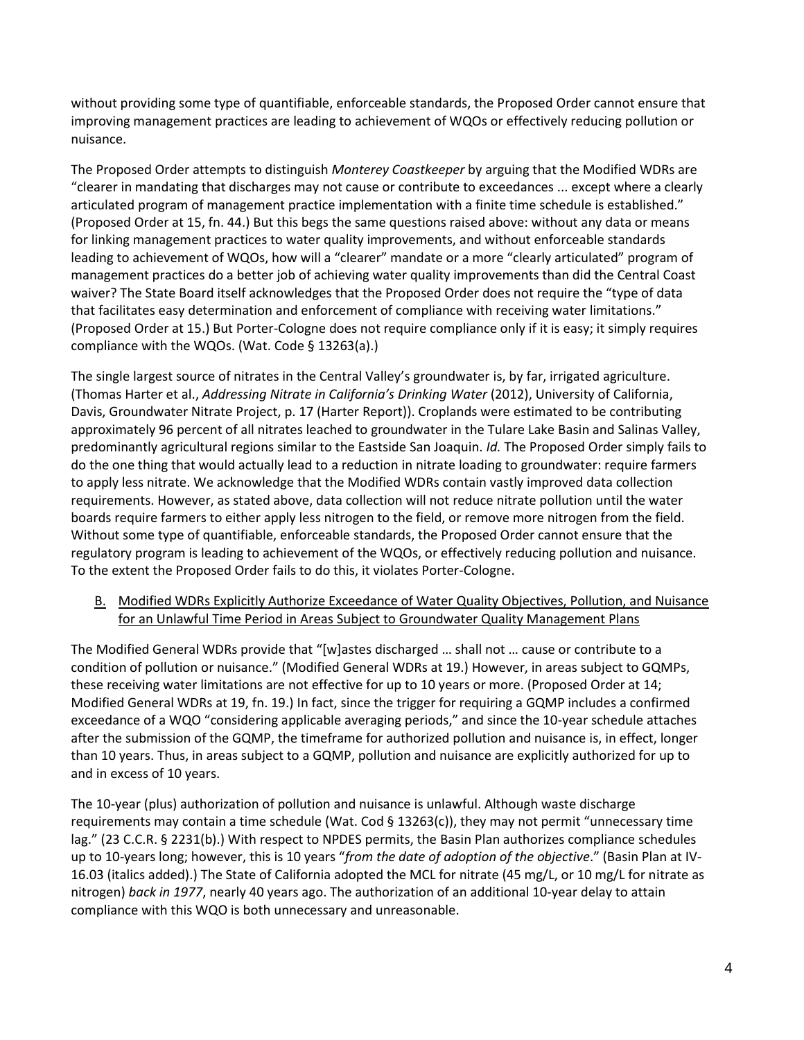without providing some type of quantifiable, enforceable standards, the Proposed Order cannot ensure that improving management practices are leading to achievement of WQOs or effectively reducing pollution or nuisance.

The Proposed Order attempts to distinguish *Monterey Coastkeeper* by arguing that the Modified WDRs are "clearer in mandating that discharges may not cause or contribute to exceedances ... except where a clearly articulated program of management practice implementation with a finite time schedule is established." (Proposed Order at 15, fn. 44.) But this begs the same questions raised above: without any data or means for linking management practices to water quality improvements, and without enforceable standards leading to achievement of WQOs, how will a "clearer" mandate or a more "clearly articulated" program of management practices do a better job of achieving water quality improvements than did the Central Coast waiver? The State Board itself acknowledges that the Proposed Order does not require the "type of data that facilitates easy determination and enforcement of compliance with receiving water limitations." (Proposed Order at 15.) But Porter-Cologne does not require compliance only if it is easy; it simply requires compliance with the WQOs. (Wat. Code § 13263(a).)

The single largest source of nitrates in the Central Valley's groundwater is, by far, irrigated agriculture. (Thomas Harter et al., *Addressing Nitrate in California's Drinking Water* (2012), University of California, Davis, Groundwater Nitrate Project, p. 17 (Harter Report)). Croplands were estimated to be contributing approximately 96 percent of all nitrates leached to groundwater in the Tulare Lake Basin and Salinas Valley, predominantly agricultural regions similar to the Eastside San Joaquin. *Id.* The Proposed Order simply fails to do the one thing that would actually lead to a reduction in nitrate loading to groundwater: require farmers to apply less nitrate. We acknowledge that the Modified WDRs contain vastly improved data collection requirements. However, as stated above, data collection will not reduce nitrate pollution until the water boards require farmers to either apply less nitrogen to the field, or remove more nitrogen from the field. Without some type of quantifiable, enforceable standards, the Proposed Order cannot ensure that the regulatory program is leading to achievement of the WQOs, or effectively reducing pollution and nuisance. To the extent the Proposed Order fails to do this, it violates Porter-Cologne.

### B. Modified WDRs Explicitly Authorize Exceedance of Water Quality Objectives, Pollution, and Nuisance for an Unlawful Time Period in Areas Subject to Groundwater Quality Management Plans

The Modified General WDRs provide that "[w]astes discharged … shall not … cause or contribute to a condition of pollution or nuisance." (Modified General WDRs at 19.) However, in areas subject to GQMPs, these receiving water limitations are not effective for up to 10 years or more. (Proposed Order at 14; Modified General WDRs at 19, fn. 19.) In fact, since the trigger for requiring a GQMP includes a confirmed exceedance of a WQO "considering applicable averaging periods," and since the 10-year schedule attaches after the submission of the GQMP, the timeframe for authorized pollution and nuisance is, in effect, longer than 10 years. Thus, in areas subject to a GQMP, pollution and nuisance are explicitly authorized for up to and in excess of 10 years.

The 10-year (plus) authorization of pollution and nuisance is unlawful. Although waste discharge requirements may contain a time schedule (Wat. Cod § 13263(c)), they may not permit "unnecessary time lag." (23 C.C.R. § 2231(b).) With respect to NPDES permits, the Basin Plan authorizes compliance schedules up to 10-years long; however, this is 10 years "*from the date of adoption of the objective*." (Basin Plan at IV-16.03 (italics added).) The State of California adopted the MCL for nitrate (45 mg/L, or 10 mg/L for nitrate as nitrogen) *back in 1977*, nearly 40 years ago. The authorization of an additional 10-year delay to attain compliance with this WQO is both unnecessary and unreasonable.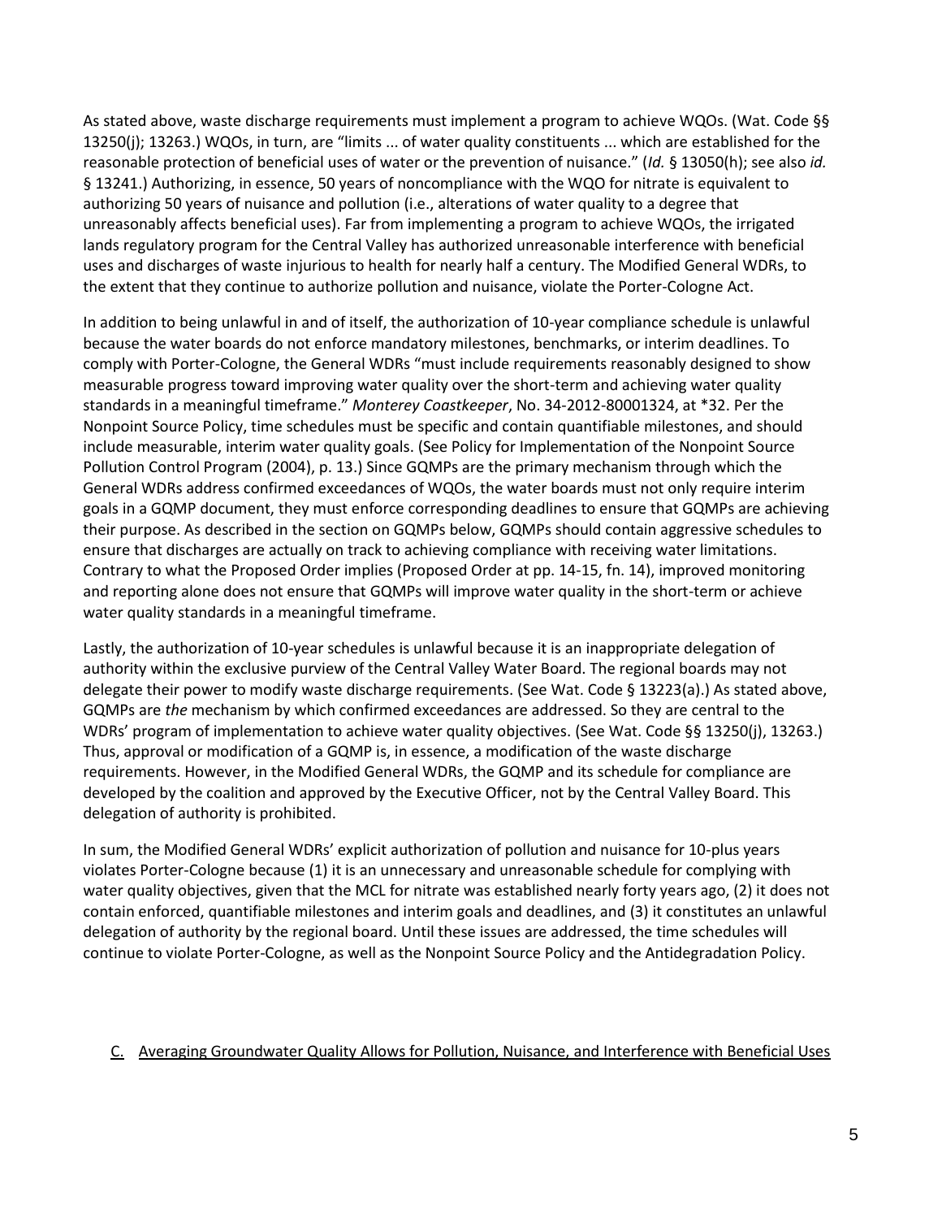As stated above, waste discharge requirements must implement a program to achieve WQOs. (Wat. Code §§ 13250(j); 13263.) WQOs, in turn, are "limits ... of water quality constituents ... which are established for the reasonable protection of beneficial uses of water or the prevention of nuisance." (*Id.* § 13050(h); see also *id.* § 13241.) Authorizing, in essence, 50 years of noncompliance with the WQO for nitrate is equivalent to authorizing 50 years of nuisance and pollution (i.e., alterations of water quality to a degree that unreasonably affects beneficial uses). Far from implementing a program to achieve WQOs, the irrigated lands regulatory program for the Central Valley has authorized unreasonable interference with beneficial uses and discharges of waste injurious to health for nearly half a century. The Modified General WDRs, to the extent that they continue to authorize pollution and nuisance, violate the Porter-Cologne Act.

In addition to being unlawful in and of itself, the authorization of 10-year compliance schedule is unlawful because the water boards do not enforce mandatory milestones, benchmarks, or interim deadlines. To comply with Porter-Cologne, the General WDRs "must include requirements reasonably designed to show measurable progress toward improving water quality over the short-term and achieving water quality standards in a meaningful timeframe." *Monterey Coastkeeper*, No. 34-2012-80001324, at *32. Per the Nonpoint Source Policy, time schedules must be specific and contain quantifiable milestones, and should include measurable, interim water quality goals. (See Policy for Implementation of the Nonpoint Source Pollution Control Program (2004), p. 13.) Since GQMPs are the primary mechanism through which the General WDRs address confirmed exceedances of WQOs, the water boards must not only require interim goals in a GQMP document, they must enforce corresponding deadlines to ensure that GQMPs are achieving their purpose. As described in the section on GQMPs below, GQMPs should contain aggressive schedules to ensure that discharges are actually on track to achieving compliance with receiving water limitations. Contrary to what the Proposed Order implies (Proposed Order at pp. 14-15, fn. 14), improved monitoring and reporting alone does not ensure that GQMPs will improve water quality in the short-term or achieve water quality standards in a meaningful timeframe.

Lastly, the authorization of 10-year schedules is unlawful because it is an inappropriate delegation of authority within the exclusive purview of the Central Valley Water Board. The regional boards may not delegate their power to modify waste discharge requirements. (See Wat. Code § 13223(a).) As stated above, GQMPs are *the* mechanism by which confirmed exceedances are addressed. So they are central to the WDRs' program of implementation to achieve water quality objectives. (See Wat. Code §§ 13250(j), 13263.) Thus, approval or modification of a GQMP is, in essence, a modification of the waste discharge requirements. However, in the Modified General WDRs, the GQMP and its schedule for compliance are developed by the coalition and approved by the Executive Officer, not by the Central Valley Board. This delegation of authority is prohibited.

In sum, the Modified General WDRs' explicit authorization of pollution and nuisance for 10-plus years violates Porter-Cologne because (1) it is an unnecessary and unreasonable schedule for complying with water quality objectives, given that the MCL for nitrate was established nearly forty years ago, (2) it does not contain enforced, quantifiable milestones and interim goals and deadlines, and (3) it constitutes an unlawful delegation of authority by the regional board. Until these issues are addressed, the time schedules will continue to violate Porter-Cologne, as well as the Nonpoint Source Policy and the Antidegradation Policy.

### C. Averaging Groundwater Quality Allows for Pollution, Nuisance, and Interference with Beneficial Uses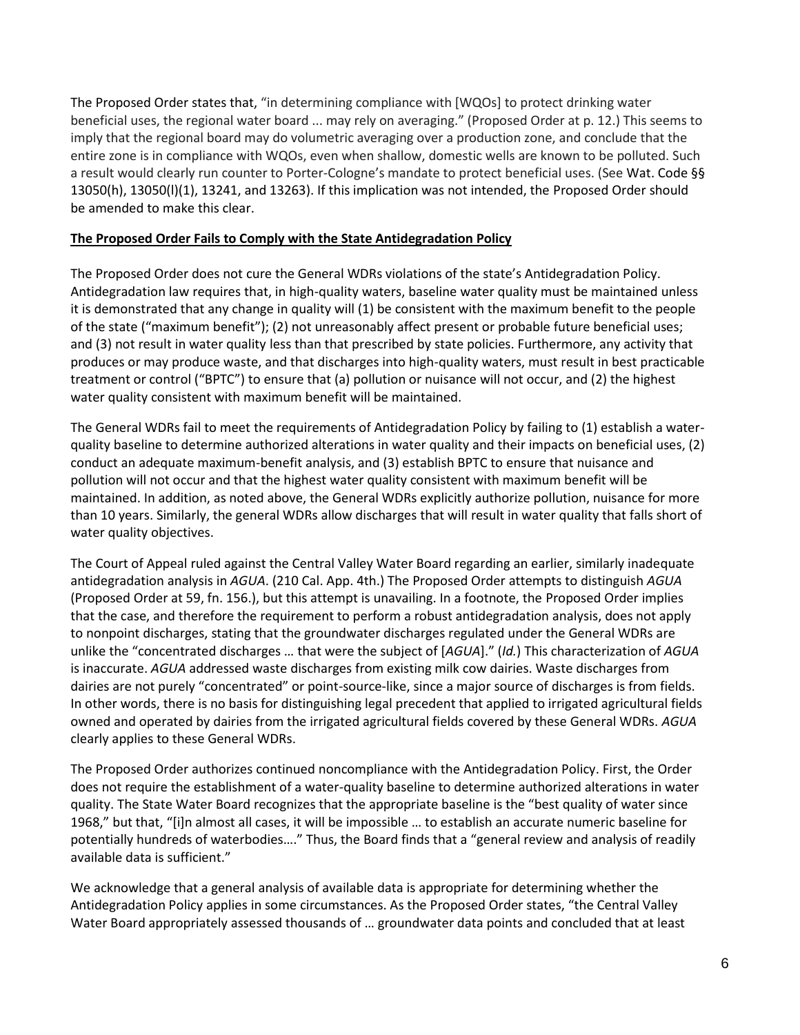The Proposed Order states that, "in determining compliance with [WQOs] to protect drinking water beneficial uses, the regional water board ... may rely on averaging." (Proposed Order at p. 12.) This seems to imply that the regional board may do volumetric averaging over a production zone, and conclude that the entire zone is in compliance with WQOs, even when shallow, domestic wells are known to be polluted. Such a result would clearly run counter to Porter-Cologne's mandate to protect beneficial uses. (See Wat. Code §§ 13050(h), 13050(l)(1), 13241, and 13263). If this implication was not intended, the Proposed Order should be amended to make this clear.

**The Proposed Order Fails to Comply with the State Antidegradation Policy**

The Proposed Order does not cure the General WDRs violations of the state's Antidegradation Policy. Antidegradation law requires that, in high-quality waters, baseline water quality must be maintained unless it is demonstrated that any change in quality will (1) be consistent with the maximum benefit to the people of the state ("maximum benefit"); (2) not unreasonably affect present or probable future beneficial uses; and (3) not result in water quality less than that prescribed by state policies. Furthermore, any activity that produces or may produce waste, and that discharges into high-quality waters, must result in best practicable treatment or control ("BPTC") to ensure that (a) pollution or nuisance will not occur, and (2) the highest water quality consistent with maximum benefit will be maintained.

The General WDRs fail to meet the requirements of Antidegradation Policy by failing to (1) establish a water-quality baseline to determine authorized alterations in water quality and their impacts on beneficial uses, (2) conduct an adequate maximum-benefit analysis, and (3) establish BPTC to ensure that nuisance and pollution will not occur and that the highest water quality consistent with maximum benefit will be maintained. In addition, as noted above, the General WDRs explicitly authorize pollution, nuisance for more than 10 years. Similarly, the general WDRs allow discharges that will result in water quality that falls short of water quality objectives.

The Court of Appeal ruled against the Central Valley Water Board regarding an earlier, similarly inadequate antidegradation analysis in *AGUA*. (210 Cal. App. 4th.) The Proposed Order attempts to distinguish *AGUA* (Proposed Order at 59, fn. 156.), but this attempt is unavailing. In a footnote, the Proposed Order implies that the case, and therefore the requirement to perform a robust antidegradation analysis, does not apply to nonpoint discharges, stating that the groundwater discharges regulated under the General WDRs are unlike the "concentrated discharges … that were the subject of [*AGUA*]." (*Id.*) This characterization of *AGUA* is inaccurate. *AGUA* addressed waste discharges from existing milk cow dairies. Waste discharges from dairies are not purely "concentrated" or point-source-like, since a major source of discharges is from fields. In other words, there is no basis for distinguishing legal precedent that applied to irrigated agricultural fields owned and operated by dairies from the irrigated agricultural fields covered by these General WDRs. *AGUA* clearly applies to these General WDRs.

The Proposed Order authorizes continued noncompliance with the Antidegradation Policy. First, the Order does not require the establishment of a water-quality baseline to determine authorized alterations in water quality. The State Water Board recognizes that the appropriate baseline is the "best quality of water since 1968," but that, "[i]n almost all cases, it will be impossible … to establish an accurate numeric baseline for potentially hundreds of waterbodies…." Thus, the Board finds that a "general review and analysis of readily available data is sufficient."

We acknowledge that a general analysis of available data is appropriate for determining whether the Antidegradation Policy applies in some circumstances. As the Proposed Order states, "the Central Valley Water Board appropriately assessed thousands of … groundwater data points and concluded that at least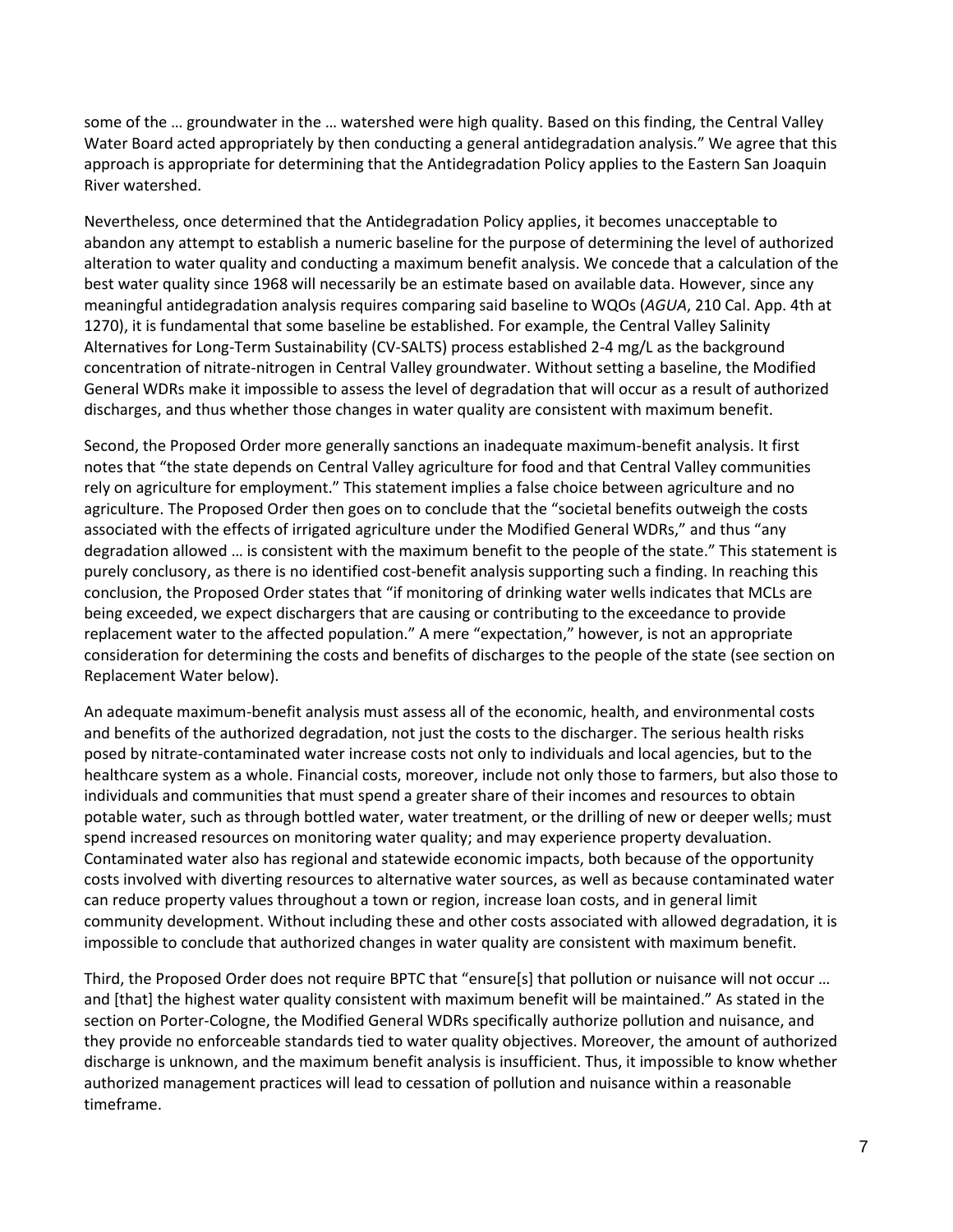some of the … groundwater in the … watershed were high quality. Based on this finding, the Central Valley Water Board acted appropriately by then conducting a general antidegradation analysis." We agree that this approach is appropriate for determining that the Antidegradation Policy applies to the Eastern San Joaquin River watershed.

Nevertheless, once determined that the Antidegradation Policy applies, it becomes unacceptable to abandon any attempt to establish a numeric baseline for the purpose of determining the level of authorized alteration to water quality and conducting a maximum benefit analysis. We concede that a calculation of the best water quality since 1968 will necessarily be an estimate based on available data. However, since any meaningful antidegradation analysis requires comparing said baseline to WQOs (*AGUA*, 210 Cal. App. 4th at 1270), it is fundamental that some baseline be established. For example, the Central Valley Salinity Alternatives for Long-Term Sustainability (CV-SALTS) process established 2-4 mg/L as the background concentration of nitrate-nitrogen in Central Valley groundwater. Without setting a baseline, the Modified General WDRs make it impossible to assess the level of degradation that will occur as a result of authorized discharges, and thus whether those changes in water quality are consistent with maximum benefit.

Second, the Proposed Order more generally sanctions an inadequate maximum-benefit analysis. It first notes that "the state depends on Central Valley agriculture for food and that Central Valley communities rely on agriculture for employment." This statement implies a false choice between agriculture and no agriculture. The Proposed Order then goes on to conclude that the "societal benefits outweigh the costs associated with the effects of irrigated agriculture under the Modified General WDRs," and thus "any degradation allowed … is consistent with the maximum benefit to the people of the state." This statement is purely conclusory, as there is no identified cost-benefit analysis supporting such a finding. In reaching this conclusion, the Proposed Order states that "if monitoring of drinking water wells indicates that MCLs are being exceeded, we expect dischargers that are causing or contributing to the exceedance to provide replacement water to the affected population." A mere "expectation," however, is not an appropriate consideration for determining the costs and benefits of discharges to the people of the state (see section on Replacement Water below).

An adequate maximum-benefit analysis must assess all of the economic, health, and environmental costs and benefits of the authorized degradation, not just the costs to the discharger. The serious health risks posed by nitrate-contaminated water increase costs not only to individuals and local agencies, but to the healthcare system as a whole. Financial costs, moreover, include not only those to farmers, but also those to individuals and communities that must spend a greater share of their incomes and resources to obtain potable water, such as through bottled water, water treatment, or the drilling of new or deeper wells; must spend increased resources on monitoring water quality; and may experience property devaluation. Contaminated water also has regional and statewide economic impacts, both because of the opportunity costs involved with diverting resources to alternative water sources, as well as because contaminated water can reduce property values throughout a town or region, increase loan costs, and in general limit community development. Without including these and other costs associated with allowed degradation, it is impossible to conclude that authorized changes in water quality are consistent with maximum benefit.

Third, the Proposed Order does not require BPTC that "ensure[s] that pollution or nuisance will not occur … and [that] the highest water quality consistent with maximum benefit will be maintained." As stated in the section on Porter-Cologne, the Modified General WDRs specifically authorize pollution and nuisance, and they provide no enforceable standards tied to water quality objectives. Moreover, the amount of authorized discharge is unknown, and the maximum benefit analysis is insufficient. Thus, it impossible to know whether authorized management practices will lead to cessation of pollution and nuisance within a reasonable timeframe.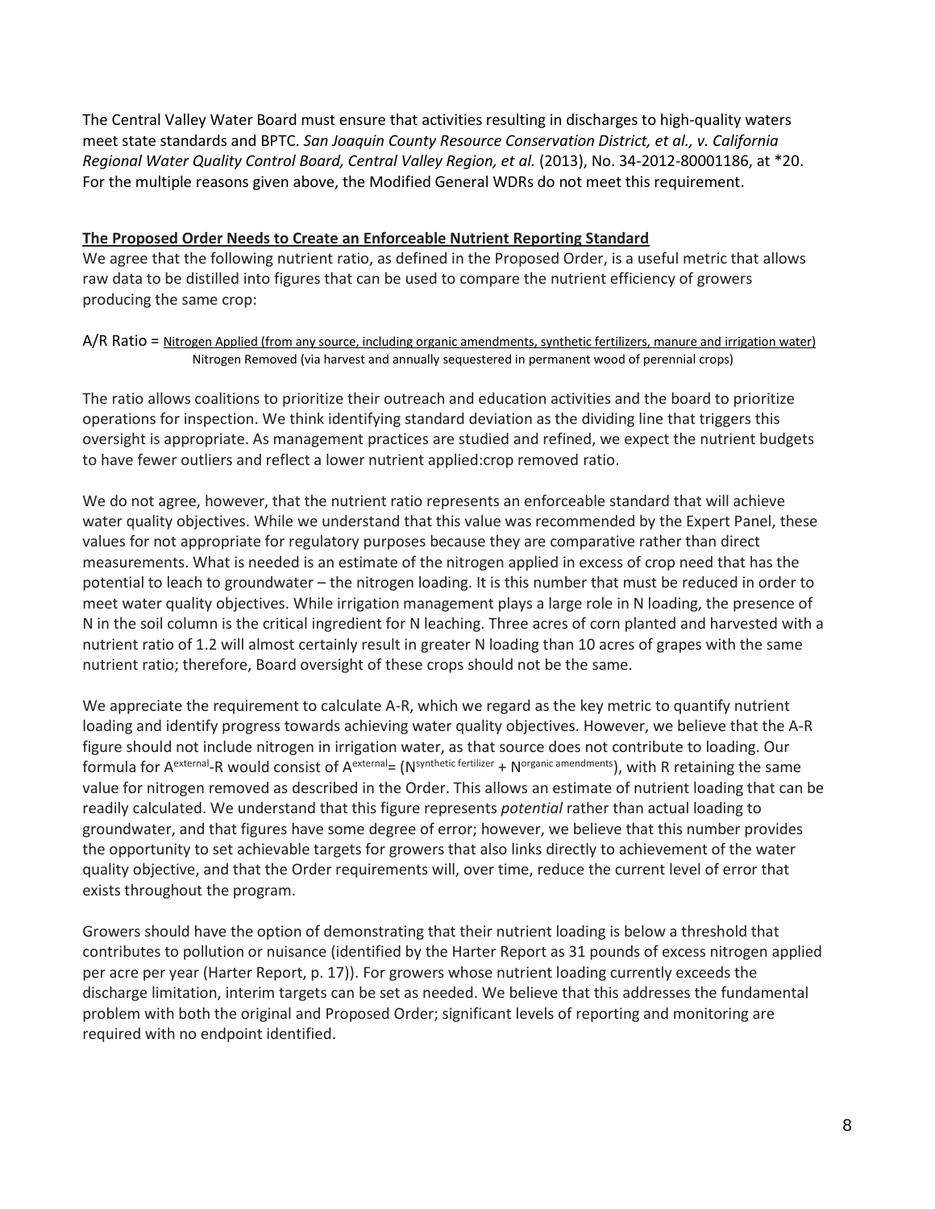The Central Valley Water Board must ensure that activities resulting in discharges to high-quality waters meet state standards and BPTC. *San Joaquin County Resource Conservation District, et al., v. California Regional Water Quality Control Board, Central Valley Region, et al.* (2013), No. 34-2012-80001186, at *20. For the multiple reasons given above, the Modified General WDRs do not meet this requirement.

**The Proposed Order Needs to Create an Enforceable Nutrient Reporting Standard**

We agree that the following nutrient ratio, as defined in the Proposed Order, is a useful metric that allows raw data to be distilled into figures that can be used to compare the nutrient efficiency of growers producing the same crop:

$$A/R \text{ Ratio} = \frac{\text{Nitrogen Applied (from any source, including organic amendments, synthetic fertilizers, manure and irrigation water)}}{\text{Nitrogen Removed (via harvest and annually sequestered in permanent wood of perennial crops)}}$$

The ratio allows coalitions to prioritize their outreach and education activities and the board to prioritize operations for inspection. We think identifying standard deviation as the dividing line that triggers this oversight is appropriate. As management practices are studied and refined, we expect the nutrient budgets to have fewer outliers and reflect a lower nutrient applied:crop removed ratio.

We do not agree, however, that the nutrient ratio represents an enforceable standard that will achieve water quality objectives. While we understand that this value was recommended by the Expert Panel, these values for not appropriate for regulatory purposes because they are comparative rather than direct measurements. What is needed is an estimate of the nitrogen applied in excess of crop need that has the potential to leach to groundwater – the nitrogen loading. It is this number that must be reduced in order to meet water quality objectives. While irrigation management plays a large role in N loading, the presence of N in the soil column is the critical ingredient for N leaching. Three acres of corn planted and harvested with a nutrient ratio of 1.2 will almost certainly result in greater N loading than 10 acres of grapes with the same nutrient ratio; therefore, Board oversight of these crops should not be the same.

We appreciate the requirement to calculate A-R, which we regard as the key metric to quantify nutrient loading and identify progress towards achieving water quality objectives. However, we believe that the A-R figure should not include nitrogen in irrigation water, as that source does not contribute to loading. Our formula for $A^{external}$-R would consist of $A^{external} = (N^{synthetic\ fertilizer} + N^{organic\ amendments})$, with R retaining the same value for nitrogen removed as described in the Order. This allows an estimate of nutrient loading that can be readily calculated. We understand that this figure represents *potential* rather than actual loading to groundwater, and that figures have some degree of error; however, we believe that this number provides the opportunity to set achievable targets for growers that also links directly to achievement of the water quality objective, and that the Order requirements will, over time, reduce the current level of error that exists throughout the program.

Growers should have the option of demonstrating that their nutrient loading is below a threshold that contributes to pollution or nuisance (identified by the Harter Report as 31 pounds of excess nitrogen applied per acre per year (Harter Report, p. 17)). For growers whose nutrient loading currently exceeds the discharge limitation, interim targets can be set as needed. We believe that this addresses the fundamental problem with both the original and Proposed Order; significant levels of reporting and monitoring are required with no endpoint identified.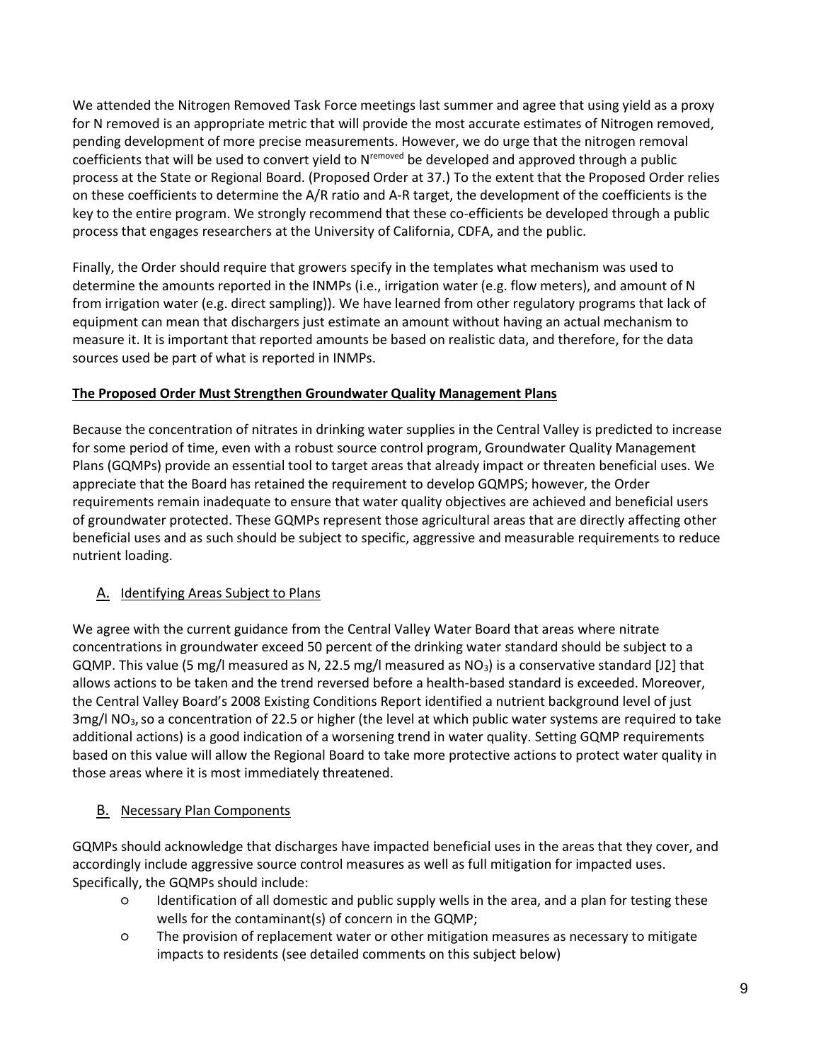We attended the Nitrogen Removed Task Force meetings last summer and agree that using yield as a proxy for N removed is an appropriate metric that will provide the most accurate estimates of Nitrogen removed, pending development of more precise measurements. However, we do urge that the nitrogen removal coefficients that will be used to convert yield to $N^{removed}$ be developed and approved through a public process at the State or Regional Board. (Proposed Order at 37.) To the extent that the Proposed Order relies on these coefficients to determine the A/R ratio and A-R target, the development of the coefficients is the key to the entire program. We strongly recommend that these co-efficients be developed through a public process that engages researchers at the University of California, CDFA, and the public.

Finally, the Order should require that growers specify in the templates what mechanism was used to determine the amounts reported in the INMPs (i.e., irrigation water (e.g. flow meters), and amount of N from irrigation water (e.g. direct sampling)). We have learned from other regulatory programs that lack of equipment can mean that dischargers just estimate an amount without having an actual mechanism to measure it. It is important that reported amounts be based on realistic data, and therefore, for the data sources used be part of what is reported in INMPs.

**The Proposed Order Must Strengthen Groundwater Quality Management Plans**

Because the concentration of nitrates in drinking water supplies in the Central Valley is predicted to increase for some period of time, even with a robust source control program, Groundwater Quality Management Plans (GQMPs) provide an essential tool to target areas that already impact or threaten beneficial uses. We appreciate that the Board has retained the requirement to develop GQMPS; however, the Order requirements remain inadequate to ensure that water quality objectives are achieved and beneficial users of groundwater protected. These GQMPs represent those agricultural areas that are directly affecting other beneficial uses and as such should be subject to specific, aggressive and measurable requirements to reduce nutrient loading.

## A. Identifying Areas Subject to Plans

We agree with the current guidance from the Central Valley Water Board that areas where nitrate concentrations in groundwater exceed 50 percent of the drinking water standard should be subject to a GQMP. This value (5 mg/l measured as N, 22.5 mg/l measured as $NO_3$) is a conservative standard [J2] that allows actions to be taken and the trend reversed before a health-based standard is exceeded. Moreover, the Central Valley Board's 2008 Existing Conditions Report identified a nutrient background level of just 3mg/l $NO_3$, so a concentration of 22.5 or higher (the level at which public water systems are required to take additional actions) is a good indication of a worsening trend in water quality. Setting GQMP requirements based on this value will allow the Regional Board to take more protective actions to protect water quality in those areas where it is most immediately threatened.

## B. Necessary Plan Components

GQMPs should acknowledge that discharges have impacted beneficial uses in the areas that they cover, and accordingly include aggressive source control measures as well as full mitigation for impacted uses. Specifically, the GQMPs should include:

- Identification of all domestic and public supply wells in the area, and a plan for testing these wells for the contaminant(s) of concern in the GQMP;
- The provision of replacement water or other mitigation measures as necessary to mitigate impacts to residents (see detailed comments on this subject below)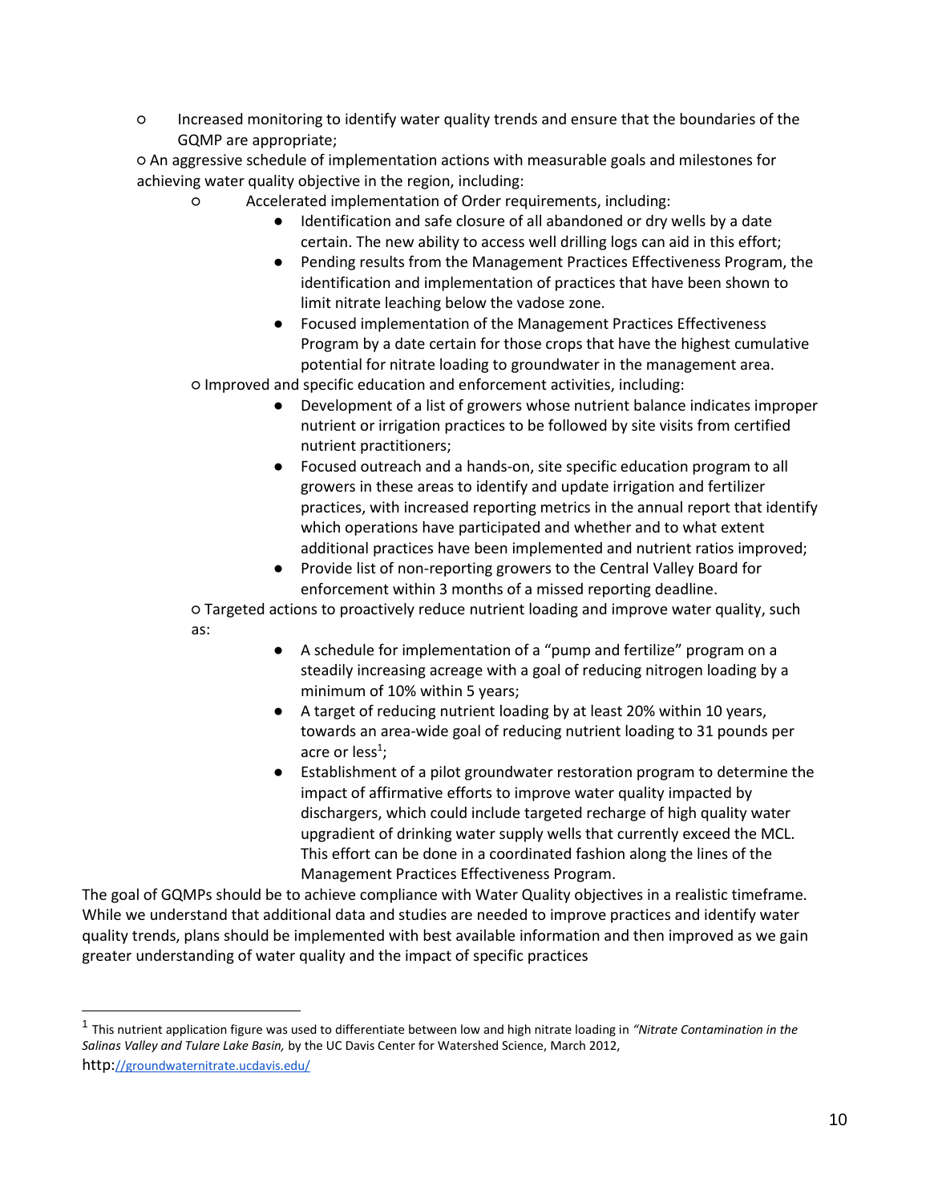- Increased monitoring to identify water quality trends and ensure that the boundaries of the GQMP are appropriate;
- An aggressive schedule of implementation actions with measurable goals and milestones for achieving water quality objective in the region, including:
  - Accelerated implementation of Order requirements, including:
    - Identification and safe closure of all abandoned or dry wells by a date certain. The new ability to access well drilling logs can aid in this effort;
    - Pending results from the Management Practices Effectiveness Program, the identification and implementation of practices that have been shown to limit nitrate leaching below the vadose zone.
    - Focused implementation of the Management Practices Effectiveness Program by a date certain for those crops that have the highest cumulative potential for nitrate loading to groundwater in the management area.
- Improved and specific education and enforcement activities, including:
    - Development of a list of growers whose nutrient balance indicates improper nutrient or irrigation practices to be followed by site visits from certified nutrient practitioners;
    - Focused outreach and a hands-on, site specific education program to all growers in these areas to identify and update irrigation and fertilizer practices, with increased reporting metrics in the annual report that identify which operations have participated and whether and to what extent additional practices have been implemented and nutrient ratios improved;
    - Provide list of non-reporting growers to the Central Valley Board for enforcement within 3 months of a missed reporting deadline.
- Targeted actions to proactively reduce nutrient loading and improve water quality, such as:
    - A schedule for implementation of a "pump and fertilize" program on a steadily increasing acreage with a goal of reducing nitrogen loading by a minimum of 10% within 5 years;
    - A target of reducing nutrient loading by at least 20% within 10 years, towards an area-wide goal of reducing nutrient loading to 31 pounds per acre or less[1];
    - Establishment of a pilot groundwater restoration program to determine the impact of affirmative efforts to improve water quality impacted by dischargers, which could include targeted recharge of high quality water upgradient of drinking water supply wells that currently exceed the MCL. This effort can be done in a coordinated fashion along the lines of the Management Practices Effectiveness Program.

The goal of GQMPs should be to achieve compliance with Water Quality objectives in a realistic timeframe. While we understand that additional data and studies are needed to improve practices and identify water quality trends, plans should be implemented with best available information and then improved as we gain greater understanding of water quality and the impact of specific practices

[1] This nutrient application figure was used to differentiate between low and high nitrate loading in *"Nitrate Contamination in the Salinas Valley and Tulare Lake Basin,* by the UC Davis Center for Watershed Science, March 2012, http://groundwaternitrate.ucdavis.edu/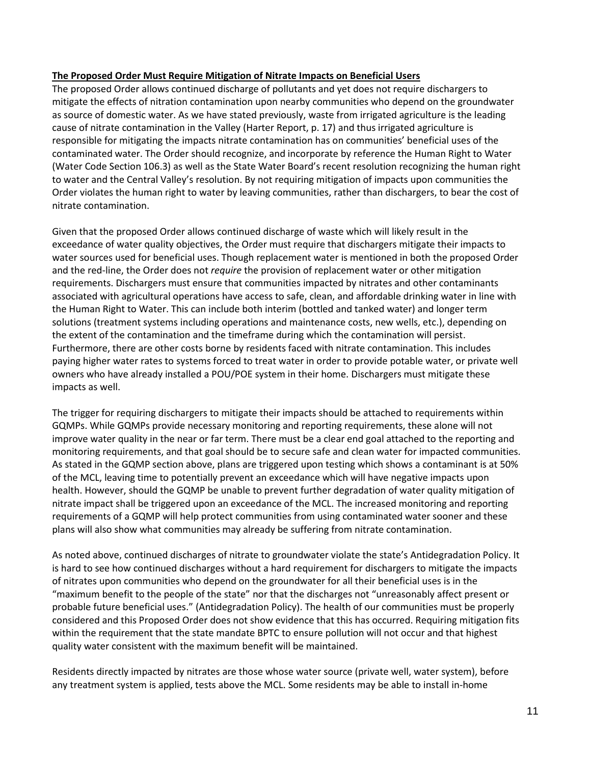**The Proposed Order Must Require Mitigation of Nitrate Impacts on Beneficial Users**

The proposed Order allows continued discharge of pollutants and yet does not require dischargers to mitigate the effects of nitration contamination upon nearby communities who depend on the groundwater as source of domestic water. As we have stated previously, waste from irrigated agriculture is the leading cause of nitrate contamination in the Valley (Harter Report, p. 17) and thus irrigated agriculture is responsible for mitigating the impacts nitrate contamination has on communities' beneficial uses of the contaminated water. The Order should recognize, and incorporate by reference the Human Right to Water (Water Code Section 106.3) as well as the State Water Board's recent resolution recognizing the human right to water and the Central Valley's resolution. By not requiring mitigation of impacts upon communities the Order violates the human right to water by leaving communities, rather than dischargers, to bear the cost of nitrate contamination.

Given that the proposed Order allows continued discharge of waste which will likely result in the exceedance of water quality objectives, the Order must require that dischargers mitigate their impacts to water sources used for beneficial uses. Though replacement water is mentioned in both the proposed Order and the red-line, the Order does not *require* the provision of replacement water or other mitigation requirements. Dischargers must ensure that communities impacted by nitrates and other contaminants associated with agricultural operations have access to safe, clean, and affordable drinking water in line with the Human Right to Water. This can include both interim (bottled and tanked water) and longer term solutions (treatment systems including operations and maintenance costs, new wells, etc.), depending on the extent of the contamination and the timeframe during which the contamination will persist. Furthermore, there are other costs borne by residents faced with nitrate contamination. This includes paying higher water rates to systems forced to treat water in order to provide potable water, or private well owners who have already installed a POU/POE system in their home. Dischargers must mitigate these impacts as well.

The trigger for requiring dischargers to mitigate their impacts should be attached to requirements within GQMPs. While GQMPs provide necessary monitoring and reporting requirements, these alone will not improve water quality in the near or far term. There must be a clear end goal attached to the reporting and monitoring requirements, and that goal should be to secure safe and clean water for impacted communities. As stated in the GQMP section above, plans are triggered upon testing which shows a contaminant is at 50% of the MCL, leaving time to potentially prevent an exceedance which will have negative impacts upon health. However, should the GQMP be unable to prevent further degradation of water quality mitigation of nitrate impact shall be triggered upon an exceedance of the MCL. The increased monitoring and reporting requirements of a GQMP will help protect communities from using contaminated water sooner and these plans will also show what communities may already be suffering from nitrate contamination.

As noted above, continued discharges of nitrate to groundwater violate the state's Antidegradation Policy. It is hard to see how continued discharges without a hard requirement for dischargers to mitigate the impacts of nitrates upon communities who depend on the groundwater for all their beneficial uses is in the "maximum benefit to the people of the state" nor that the discharges not "unreasonably affect present or probable future beneficial uses." (Antidegradation Policy). The health of our communities must be properly considered and this Proposed Order does not show evidence that this has occurred. Requiring mitigation fits within the requirement that the state mandate BPTC to ensure pollution will not occur and that highest quality water consistent with the maximum benefit will be maintained.

Residents directly impacted by nitrates are those whose water source (private well, water system), before any treatment system is applied, tests above the MCL. Some residents may be able to install in-home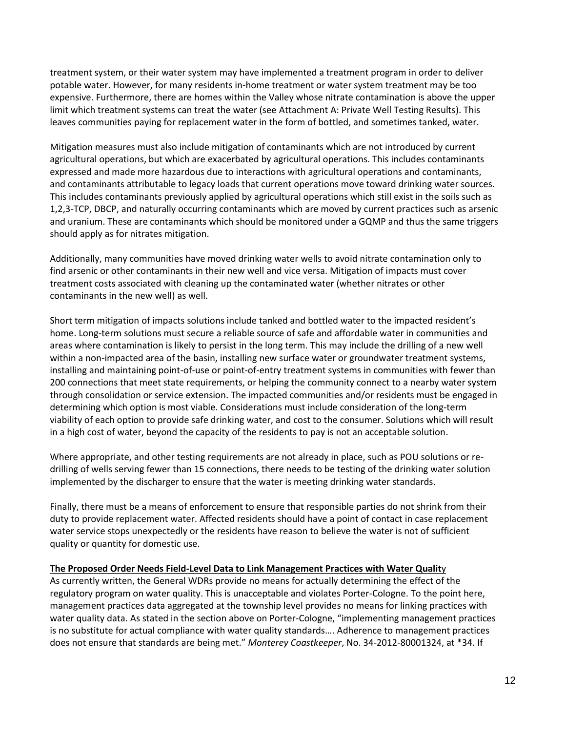treatment system, or their water system may have implemented a treatment program in order to deliver potable water. However, for many residents in-home treatment or water system treatment may be too expensive. Furthermore, there are homes within the Valley whose nitrate contamination is above the upper limit which treatment systems can treat the water (see Attachment A: Private Well Testing Results). This leaves communities paying for replacement water in the form of bottled, and sometimes tanked, water.

Mitigation measures must also include mitigation of contaminants which are not introduced by current agricultural operations, but which are exacerbated by agricultural operations. This includes contaminants expressed and made more hazardous due to interactions with agricultural operations and contaminants, and contaminants attributable to legacy loads that current operations move toward drinking water sources. This includes contaminants previously applied by agricultural operations which still exist in the soils such as 1,2,3-TCP, DBCP, and naturally occurring contaminants which are moved by current practices such as arsenic and uranium. These are contaminants which should be monitored under a GQMP and thus the same triggers should apply as for nitrates mitigation.

Additionally, many communities have moved drinking water wells to avoid nitrate contamination only to find arsenic or other contaminants in their new well and vice versa. Mitigation of impacts must cover treatment costs associated with cleaning up the contaminated water (whether nitrates or other contaminants in the new well) as well.

Short term mitigation of impacts solutions include tanked and bottled water to the impacted resident's home. Long-term solutions must secure a reliable source of safe and affordable water in communities and areas where contamination is likely to persist in the long term. This may include the drilling of a new well within a non-impacted area of the basin, installing new surface water or groundwater treatment systems, installing and maintaining point-of-use or point-of-entry treatment systems in communities with fewer than 200 connections that meet state requirements, or helping the community connect to a nearby water system through consolidation or service extension. The impacted communities and/or residents must be engaged in determining which option is most viable. Considerations must include consideration of the long-term viability of each option to provide safe drinking water, and cost to the consumer. Solutions which will result in a high cost of water, beyond the capacity of the residents to pay is not an acceptable solution.

Where appropriate, and other testing requirements are not already in place, such as POU solutions or re-drilling of wells serving fewer than 15 connections, there needs to be testing of the drinking water solution implemented by the discharger to ensure that the water is meeting drinking water standards.

Finally, there must be a means of enforcement to ensure that responsible parties do not shrink from their duty to provide replacement water. Affected residents should have a point of contact in case replacement water service stops unexpectedly or the residents have reason to believe the water is not of sufficient quality or quantity for domestic use.

**The Proposed Order Needs Field-Level Data to Link Management Practices with Water Quality**

As currently written, the General WDRs provide no means for actually determining the effect of the regulatory program on water quality. This is unacceptable and violates Porter-Cologne. To the point here, management practices data aggregated at the township level provides no means for linking practices with water quality data. As stated in the section above on Porter-Cologne, "implementing management practices is no substitute for actual compliance with water quality standards…. Adherence to management practices does not ensure that standards are being met." *Monterey Coastkeeper*, No. 34-2012-80001324, at *34. If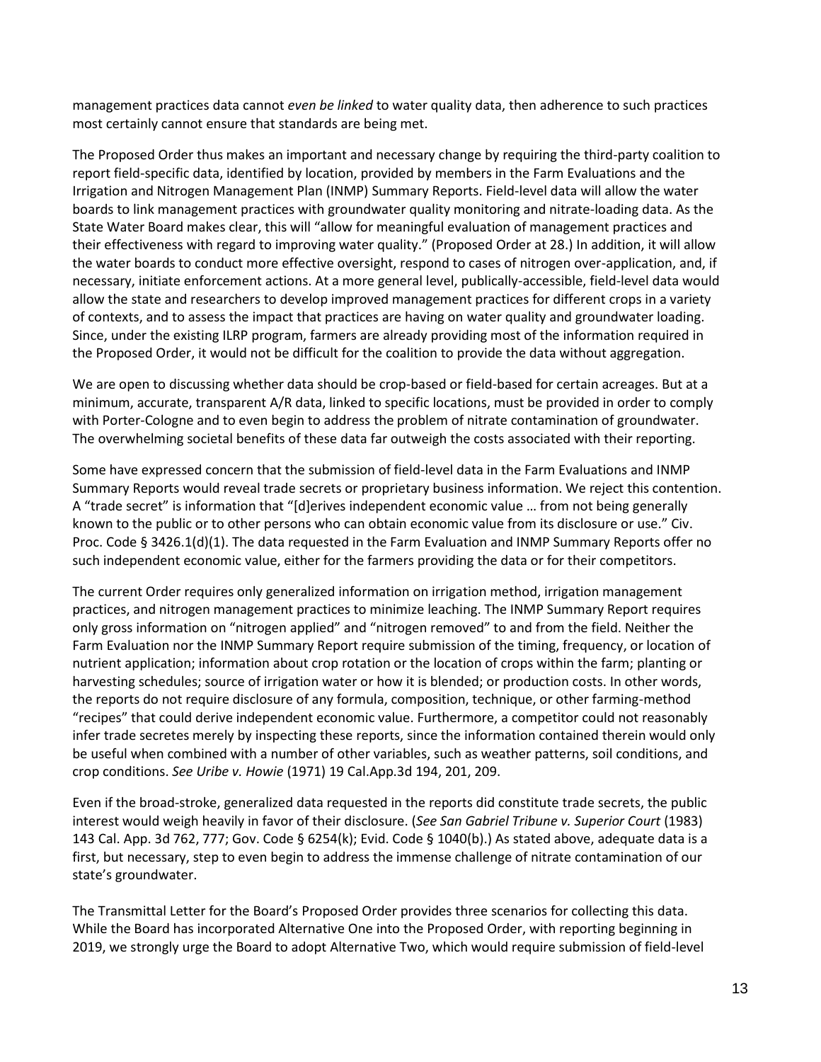management practices data cannot *even be linked* to water quality data, then adherence to such practices most certainly cannot ensure that standards are being met.

The Proposed Order thus makes an important and necessary change by requiring the third-party coalition to report field-specific data, identified by location, provided by members in the Farm Evaluations and the Irrigation and Nitrogen Management Plan (INMP) Summary Reports. Field-level data will allow the water boards to link management practices with groundwater quality monitoring and nitrate-loading data. As the State Water Board makes clear, this will "allow for meaningful evaluation of management practices and their effectiveness with regard to improving water quality." (Proposed Order at 28.) In addition, it will allow the water boards to conduct more effective oversight, respond to cases of nitrogen over-application, and, if necessary, initiate enforcement actions. At a more general level, publically-accessible, field-level data would allow the state and researchers to develop improved management practices for different crops in a variety of contexts, and to assess the impact that practices are having on water quality and groundwater loading. Since, under the existing ILRP program, farmers are already providing most of the information required in the Proposed Order, it would not be difficult for the coalition to provide the data without aggregation.

We are open to discussing whether data should be crop-based or field-based for certain acreages. But at a minimum, accurate, transparent A/R data, linked to specific locations, must be provided in order to comply with Porter-Cologne and to even begin to address the problem of nitrate contamination of groundwater. The overwhelming societal benefits of these data far outweigh the costs associated with their reporting.

Some have expressed concern that the submission of field-level data in the Farm Evaluations and INMP Summary Reports would reveal trade secrets or proprietary business information. We reject this contention. A "trade secret" is information that "[d]erives independent economic value … from not being generally known to the public or to other persons who can obtain economic value from its disclosure or use." Civ. Proc. Code § 3426.1(d)(1). The data requested in the Farm Evaluation and INMP Summary Reports offer no such independent economic value, either for the farmers providing the data or for their competitors.

The current Order requires only generalized information on irrigation method, irrigation management practices, and nitrogen management practices to minimize leaching. The INMP Summary Report requires only gross information on "nitrogen applied" and "nitrogen removed" to and from the field. Neither the Farm Evaluation nor the INMP Summary Report require submission of the timing, frequency, or location of nutrient application; information about crop rotation or the location of crops within the farm; planting or harvesting schedules; source of irrigation water or how it is blended; or production costs. In other words, the reports do not require disclosure of any formula, composition, technique, or other farming-method "recipes" that could derive independent economic value. Furthermore, a competitor could not reasonably infer trade secretes merely by inspecting these reports, since the information contained therein would only be useful when combined with a number of other variables, such as weather patterns, soil conditions, and crop conditions. *See Uribe v. Howie* (1971) 19 Cal.App.3d 194, 201, 209.

Even if the broad-stroke, generalized data requested in the reports did constitute trade secrets, the public interest would weigh heavily in favor of their disclosure. (*See San Gabriel Tribune v. Superior Court* (1983) 143 Cal. App. 3d 762, 777; Gov. Code § 6254(k); Evid. Code § 1040(b).) As stated above, adequate data is a first, but necessary, step to even begin to address the immense challenge of nitrate contamination of our state's groundwater.

The Transmittal Letter for the Board's Proposed Order provides three scenarios for collecting this data. While the Board has incorporated Alternative One into the Proposed Order, with reporting beginning in 2019, we strongly urge the Board to adopt Alternative Two, which would require submission of field-level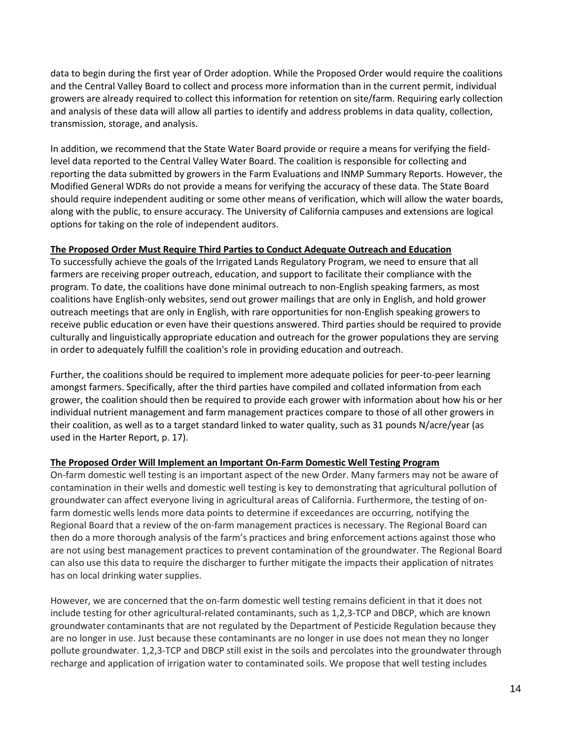data to begin during the first year of Order adoption. While the Proposed Order would require the coalitions and the Central Valley Board to collect and process more information than in the current permit, individual growers are already required to collect this information for retention on site/farm. Requiring early collection and analysis of these data will allow all parties to identify and address problems in data quality, collection, transmission, storage, and analysis.

In addition, we recommend that the State Water Board provide or require a means for verifying the field-level data reported to the Central Valley Water Board. The coalition is responsible for collecting and reporting the data submitted by growers in the Farm Evaluations and INMP Summary Reports. However, the Modified General WDRs do not provide a means for verifying the accuracy of these data. The State Board should require independent auditing or some other means of verification, which will allow the water boards, along with the public, to ensure accuracy. The University of California campuses and extensions are logical options for taking on the role of independent auditors.

**The Proposed Order Must Require Third Parties to Conduct Adequate Outreach and Education**

To successfully achieve the goals of the Irrigated Lands Regulatory Program, we need to ensure that all farmers are receiving proper outreach, education, and support to facilitate their compliance with the program. To date, the coalitions have done minimal outreach to non-English speaking farmers, as most coalitions have English-only websites, send out grower mailings that are only in English, and hold grower outreach meetings that are only in English, with rare opportunities for non-English speaking growers to receive public education or even have their questions answered. Third parties should be required to provide culturally and linguistically appropriate education and outreach for the grower populations they are serving in order to adequately fulfill the coalition's role in providing education and outreach.

Further, the coalitions should be required to implement more adequate policies for peer-to-peer learning amongst farmers. Specifically, after the third parties have compiled and collated information from each grower, the coalition should then be required to provide each grower with information about how his or her individual nutrient management and farm management practices compare to those of all other growers in their coalition, as well as to a target standard linked to water quality, such as 31 pounds N/acre/year (as used in the Harter Report, p. 17).

**The Proposed Order Will Implement an Important On-Farm Domestic Well Testing Program**

On-farm domestic well testing is an important aspect of the new Order. Many farmers may not be aware of contamination in their wells and domestic well testing is key to demonstrating that agricultural pollution of groundwater can affect everyone living in agricultural areas of California. Furthermore, the testing of on-farm domestic wells lends more data points to determine if exceedances are occurring, notifying the Regional Board that a review of the on-farm management practices is necessary. The Regional Board can then do a more thorough analysis of the farm's practices and bring enforcement actions against those who are not using best management practices to prevent contamination of the groundwater. The Regional Board can also use this data to require the discharger to further mitigate the impacts their application of nitrates has on local drinking water supplies.

However, we are concerned that the on-farm domestic well testing remains deficient in that it does not include testing for other agricultural-related contaminants, such as 1,2,3-TCP and DBCP, which are known groundwater contaminants that are not regulated by the Department of Pesticide Regulation because they are no longer in use. Just because these contaminants are no longer in use does not mean they no longer pollute groundwater. 1,2,3-TCP and DBCP still exist in the soils and percolates into the groundwater through recharge and application of irrigation water to contaminated soils. We propose that well testing includes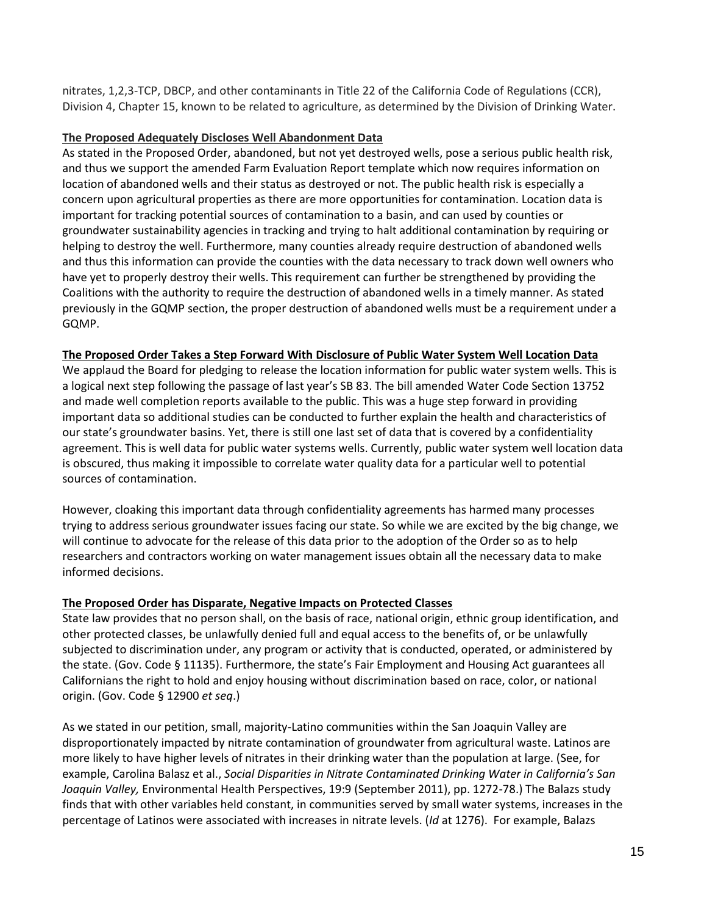nitrates, 1,2,3-TCP, DBCP, and other contaminants in Title 22 of the California Code of Regulations (CCR), Division 4, Chapter 15, known to be related to agriculture, as determined by the Division of Drinking Water.

**The Proposed Adequately Discloses Well Abandonment Data**

As stated in the Proposed Order, abandoned, but not yet destroyed wells, pose a serious public health risk, and thus we support the amended Farm Evaluation Report template which now requires information on location of abandoned wells and their status as destroyed or not. The public health risk is especially a concern upon agricultural properties as there are more opportunities for contamination. Location data is important for tracking potential sources of contamination to a basin, and can used by counties or groundwater sustainability agencies in tracking and trying to halt additional contamination by requiring or helping to destroy the well. Furthermore, many counties already require destruction of abandoned wells and thus this information can provide the counties with the data necessary to track down well owners who have yet to properly destroy their wells. This requirement can further be strengthened by providing the Coalitions with the authority to require the destruction of abandoned wells in a timely manner. As stated previously in the GQMP section, the proper destruction of abandoned wells must be a requirement under a GQMP.

**The Proposed Order Takes a Step Forward With Disclosure of Public Water System Well Location Data**

We applaud the Board for pledging to release the location information for public water system wells. This is a logical next step following the passage of last year's SB 83. The bill amended Water Code Section 13752 and made well completion reports available to the public. This was a huge step forward in providing important data so additional studies can be conducted to further explain the health and characteristics of our state's groundwater basins. Yet, there is still one last set of data that is covered by a confidentiality agreement. This is well data for public water systems wells. Currently, public water system well location data is obscured, thus making it impossible to correlate water quality data for a particular well to potential sources of contamination.

However, cloaking this important data through confidentiality agreements has harmed many processes trying to address serious groundwater issues facing our state. So while we are excited by the big change, we will continue to advocate for the release of this data prior to the adoption of the Order so as to help researchers and contractors working on water management issues obtain all the necessary data to make informed decisions.

**The Proposed Order has Disparate, Negative Impacts on Protected Classes**

State law provides that no person shall, on the basis of race, national origin, ethnic group identification, and other protected classes, be unlawfully denied full and equal access to the benefits of, or be unlawfully subjected to discrimination under, any program or activity that is conducted, operated, or administered by the state. (Gov. Code § 11135). Furthermore, the state's Fair Employment and Housing Act guarantees all Californians the right to hold and enjoy housing without discrimination based on race, color, or national origin. (Gov. Code § 12900 *et seq*.)

As we stated in our petition, small, majority-Latino communities within the San Joaquin Valley are disproportionately impacted by nitrate contamination of groundwater from agricultural waste. Latinos are more likely to have higher levels of nitrates in their drinking water than the population at large. (See, for example, Carolina Balasz et al., *Social Disparities in Nitrate Contaminated Drinking Water in California's San Joaquin Valley,* Environmental Health Perspectives, 19:9 (September 2011), pp. 1272-78.) The Balazs study finds that with other variables held constant, in communities served by small water systems, increases in the percentage of Latinos were associated with increases in nitrate levels. (*Id* at 1276). For example, Balazs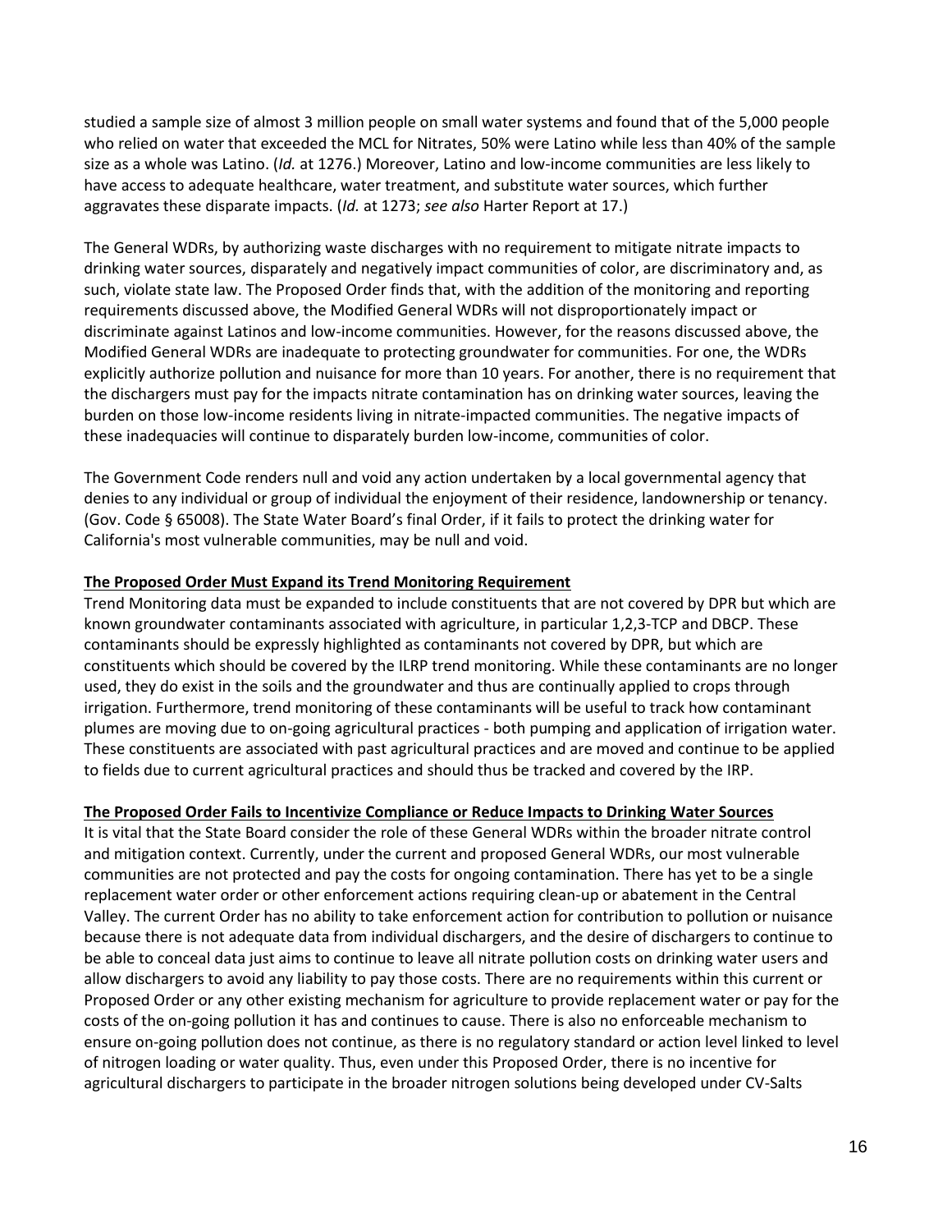studied a sample size of almost 3 million people on small water systems and found that of the 5,000 people who relied on water that exceeded the MCL for Nitrates, 50% were Latino while less than 40% of the sample size as a whole was Latino. (*Id.* at 1276.) Moreover, Latino and low-income communities are less likely to have access to adequate healthcare, water treatment, and substitute water sources, which further aggravates these disparate impacts. (*Id.* at 1273; *see also* Harter Report at 17.)

The General WDRs, by authorizing waste discharges with no requirement to mitigate nitrate impacts to drinking water sources, disparately and negatively impact communities of color, are discriminatory and, as such, violate state law. The Proposed Order finds that, with the addition of the monitoring and reporting requirements discussed above, the Modified General WDRs will not disproportionately impact or discriminate against Latinos and low-income communities. However, for the reasons discussed above, the Modified General WDRs are inadequate to protecting groundwater for communities. For one, the WDRs explicitly authorize pollution and nuisance for more than 10 years. For another, there is no requirement that the dischargers must pay for the impacts nitrate contamination has on drinking water sources, leaving the burden on those low-income residents living in nitrate-impacted communities. The negative impacts of these inadequacies will continue to disparately burden low-income, communities of color.

The Government Code renders null and void any action undertaken by a local governmental agency that denies to any individual or group of individual the enjoyment of their residence, landownership or tenancy. (Gov. Code § 65008). The State Water Board's final Order, if it fails to protect the drinking water for California's most vulnerable communities, may be null and void.

**The Proposed Order Must Expand its Trend Monitoring Requirement**

Trend Monitoring data must be expanded to include constituents that are not covered by DPR but which are known groundwater contaminants associated with agriculture, in particular 1,2,3-TCP and DBCP. These contaminants should be expressly highlighted as contaminants not covered by DPR, but which are constituents which should be covered by the ILRP trend monitoring. While these contaminants are no longer used, they do exist in the soils and the groundwater and thus are continually applied to crops through irrigation. Furthermore, trend monitoring of these contaminants will be useful to track how contaminant plumes are moving due to on-going agricultural practices - both pumping and application of irrigation water. These constituents are associated with past agricultural practices and are moved and continue to be applied to fields due to current agricultural practices and should thus be tracked and covered by the IRP.

**The Proposed Order Fails to Incentivize Compliance or Reduce Impacts to Drinking Water Sources**

It is vital that the State Board consider the role of these General WDRs within the broader nitrate control and mitigation context. Currently, under the current and proposed General WDRs, our most vulnerable communities are not protected and pay the costs for ongoing contamination. There has yet to be a single replacement water order or other enforcement actions requiring clean-up or abatement in the Central Valley. The current Order has no ability to take enforcement action for contribution to pollution or nuisance because there is not adequate data from individual dischargers, and the desire of dischargers to continue to be able to conceal data just aims to continue to leave all nitrate pollution costs on drinking water users and allow dischargers to avoid any liability to pay those costs. There are no requirements within this current or Proposed Order or any other existing mechanism for agriculture to provide replacement water or pay for the costs of the on-going pollution it has and continues to cause. There is also no enforceable mechanism to ensure on-going pollution does not continue, as there is no regulatory standard or action level linked to level of nitrogen loading or water quality. Thus, even under this Proposed Order, there is no incentive for agricultural dischargers to participate in the broader nitrogen solutions being developed under CV-Salts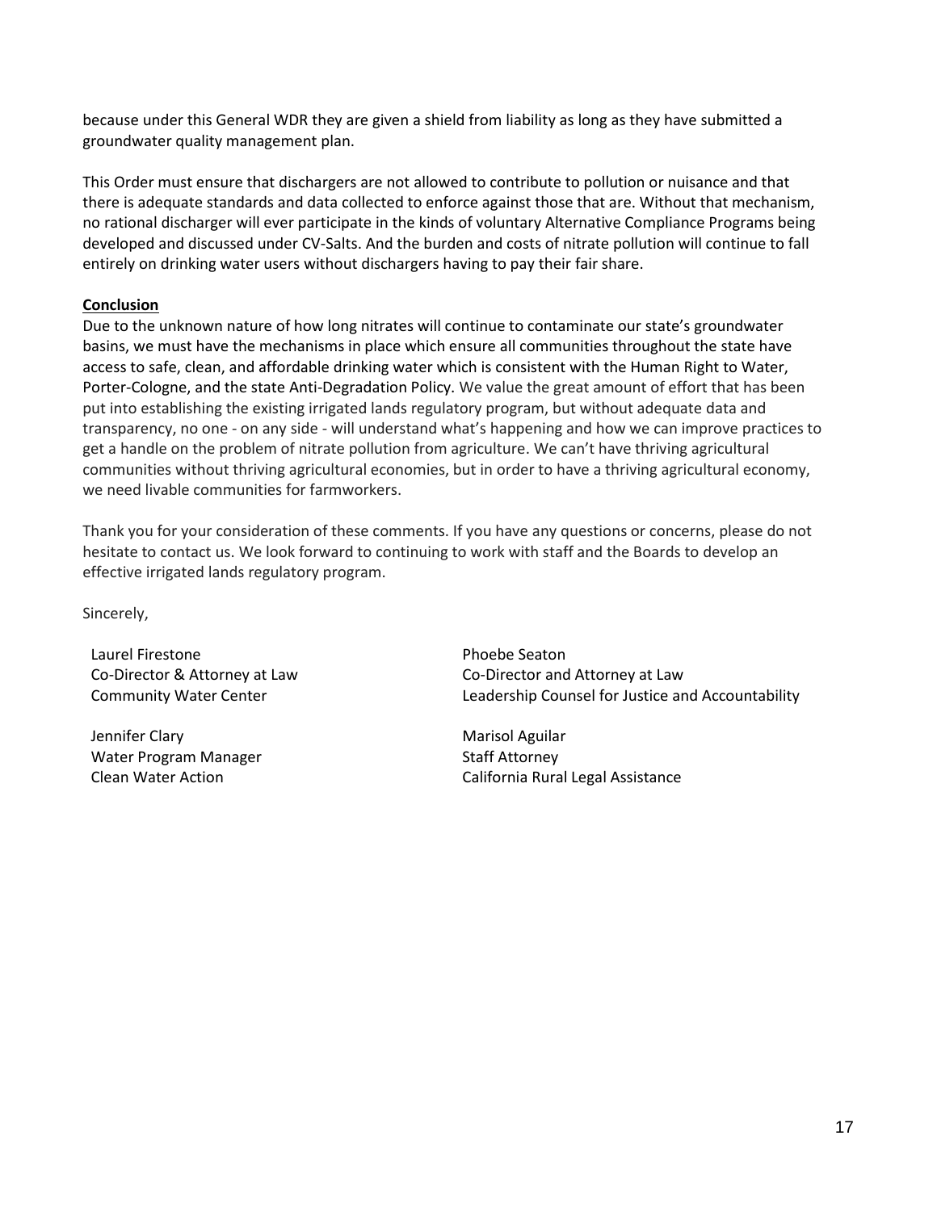because under this General WDR they are given a shield from liability as long as they have submitted a groundwater quality management plan.

This Order must ensure that dischargers are not allowed to contribute to pollution or nuisance and that there is adequate standards and data collected to enforce against those that are. Without that mechanism, no rational discharger will ever participate in the kinds of voluntary Alternative Compliance Programs being developed and discussed under CV-Salts. And the burden and costs of nitrate pollution will continue to fall entirely on drinking water users without dischargers having to pay their fair share.

**Conclusion**

Due to the unknown nature of how long nitrates will continue to contaminate our state's groundwater basins, we must have the mechanisms in place which ensure all communities throughout the state have access to safe, clean, and affordable drinking water which is consistent with the Human Right to Water, Porter-Cologne, and the state Anti-Degradation Policy. We value the great amount of effort that has been put into establishing the existing irrigated lands regulatory program, but without adequate data and transparency, no one - on any side - will understand what's happening and how we can improve practices to get a handle on the problem of nitrate pollution from agriculture. We can't have thriving agricultural communities without thriving agricultural economies, but in order to have a thriving agricultural economy, we need livable communities for farmworkers.

Thank you for your consideration of these comments. If you have any questions or concerns, please do not hesitate to contact us. We look forward to continuing to work with staff and the Boards to develop an effective irrigated lands regulatory program.

Sincerely,

Laurel Firestone
Co-Director & Attorney at Law
Community Water Center

Phoebe Seaton
Co-Director and Attorney at Law
Leadership Counsel for Justice and Accountability

Jennifer Clary
Water Program Manager
Clean Water Action

Marisol Aguilar
Staff Attorney
California Rural Legal Assistance